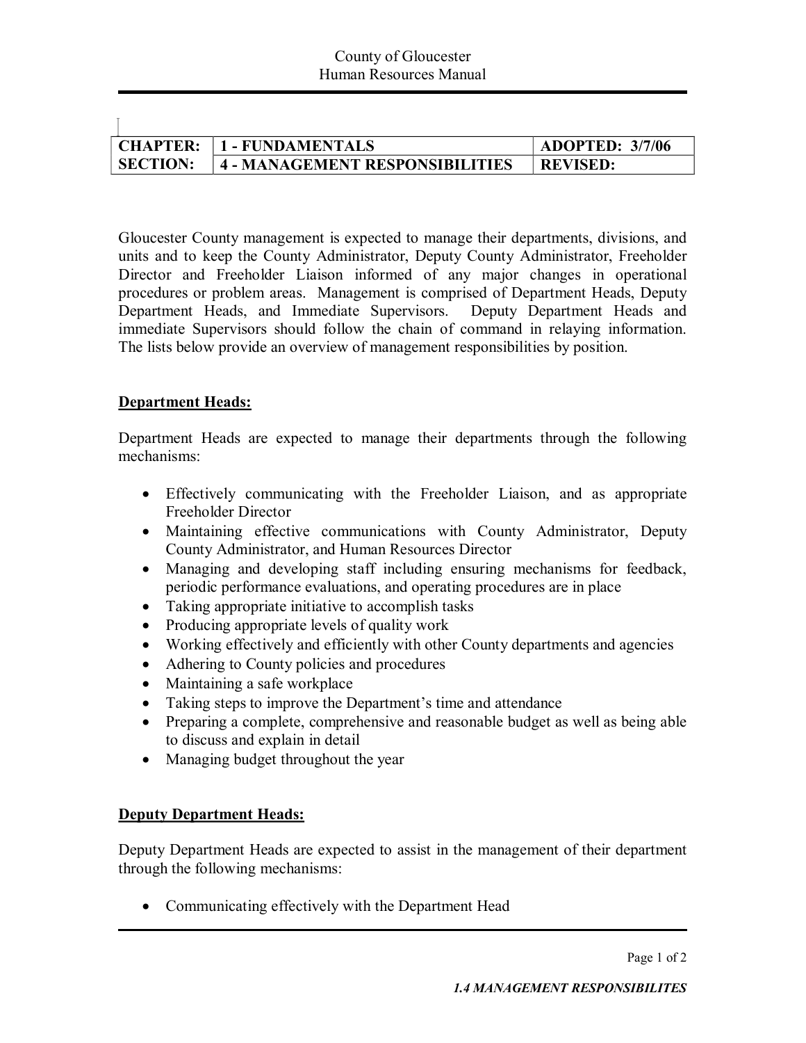| CHAPTER: | 1 - FUNDAMENTALS | ADOPTED: 3/7/06 |
| --- | --- | --- |
| SECTION: | 4 - MANAGEMENT RESPONSIBILITIES | REVISED: |

Gloucester County management is expected to manage their departments, divisions, and units and to keep the County Administrator, Deputy County Administrator, Freeholder Director and Freeholder Liaison informed of any major changes in operational procedures or problem areas. Management is comprised of Department Heads, Deputy Department Heads, and Immediate Supervisors. Deputy Department Heads and immediate Supervisors should follow the chain of command in relaying information. The lists below provide an overview of management responsibilities by position.

## Department Heads:

Department Heads are expected to manage their departments through the following mechanisms:

- Effectively communicating with the Freeholder Liaison, and as appropriate Freeholder Director
- Maintaining effective communications with County Administrator, Deputy County Administrator, and Human Resources Director
- Managing and developing staff including ensuring mechanisms for feedback, periodic performance evaluations, and operating procedures are in place
- Taking appropriate initiative to accomplish tasks
- Producing appropriate levels of quality work
- Working effectively and efficiently with other County departments and agencies
- Adhering to County policies and procedures
- Maintaining a safe workplace
- Taking steps to improve the Department's time and attendance
- Preparing a complete, comprehensive and reasonable budget as well as being able to discuss and explain in detail
- Managing budget throughout the year

## Deputy Department Heads:

Deputy Department Heads are expected to assist in the management of their department through the following mechanisms:

- Communicating effectively with the Department Head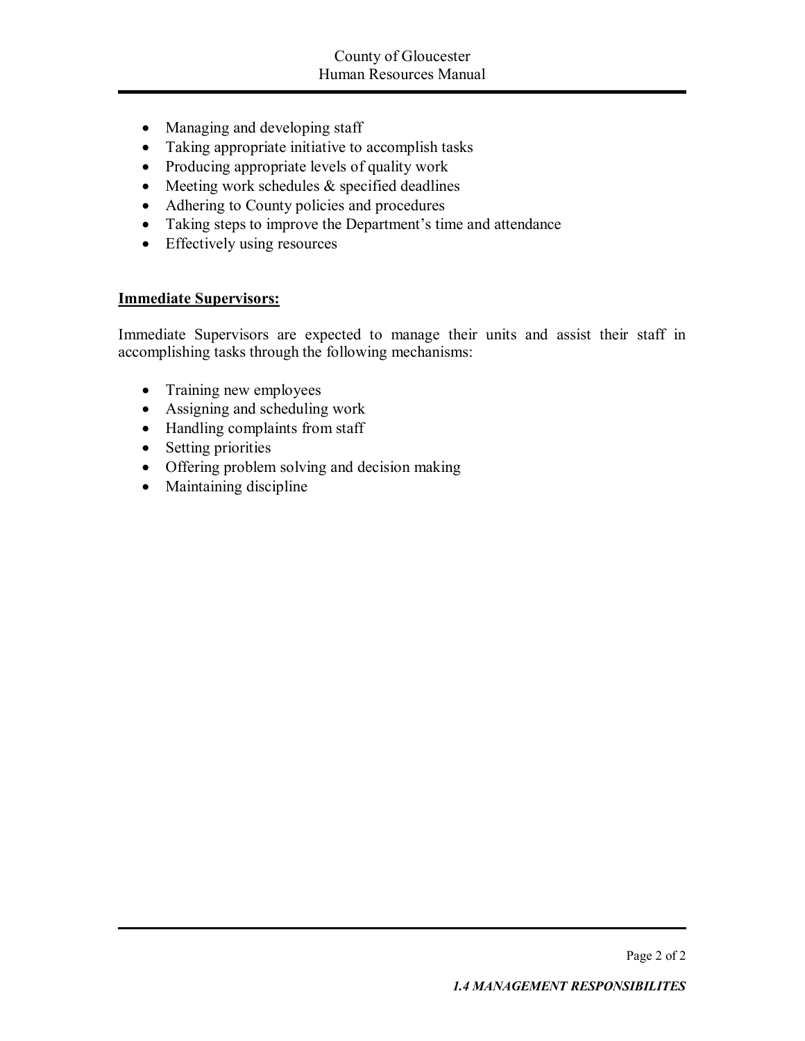- Managing and developing staff
- Taking appropriate initiative to accomplish tasks
- Producing appropriate levels of quality work
- Meeting work schedules & specified deadlines
- Adhering to County policies and procedures
- Taking steps to improve the Department's time and attendance
- Effectively using resources

**Immediate Supervisors:**

Immediate Supervisors are expected to manage their units and assist their staff in accomplishing tasks through the following mechanisms:

- Training new employees
- Assigning and scheduling work
- Handling complaints from staff
- Setting priorities
- Offering problem solving and decision making
- Maintaining discipline